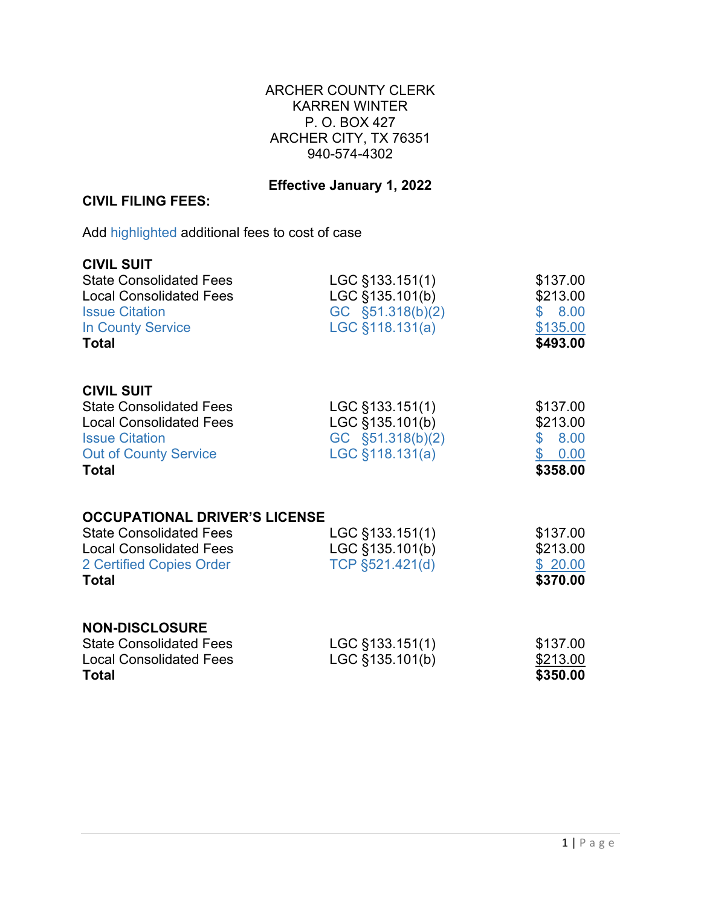ARCHER COUNTY CLERK
KARREN WINTER
P. O. BOX 427
ARCHER CITY, TX 76351
940-574-4302

**Effective January 1, 2022**

**CIVIL FILING FEES:**

Add highlighted additional fees to cost of case

**CIVIL SUIT**

| | | |
|---|---|---|
| State Consolidated Fees | LGC §133.151(1) | $137.00 |
| Local Consolidated Fees | LGC §135.101(b) | $213.00 |
| Issue Citation | GC §51.318(b)(2) | $ 8.00 |
| In County Service | LGC §118.131(a) | $135.00 |
| **Total** | | **$493.00** |

**CIVIL SUIT**

| | | |
|---|---|---|
| State Consolidated Fees | LGC §133.151(1) | $137.00 |
| Local Consolidated Fees | LGC §135.101(b) | $213.00 |
| Issue Citation | GC §51.318(b)(2) | $ 8.00 |
| Out of County Service | LGC §118.131(a) | $ 0.00 |
| **Total** | | **$358.00** |

**OCCUPATIONAL DRIVER'S LICENSE**

| | | |
|---|---|---|
| State Consolidated Fees | LGC §133.151(1) | $137.00 |
| Local Consolidated Fees | LGC §135.101(b) | $213.00 |
| 2 Certified Copies Order | TCP §521.421(d) | $ 20.00 |
| **Total** | | **$370.00** |

**NON-DISCLOSURE**

| | | |
|---|---|---|
| State Consolidated Fees | LGC §133.151(1) | $137.00 |
| Local Consolidated Fees | LGC §135.101(b) | $213.00 |
| **Total** | | **$350.00** |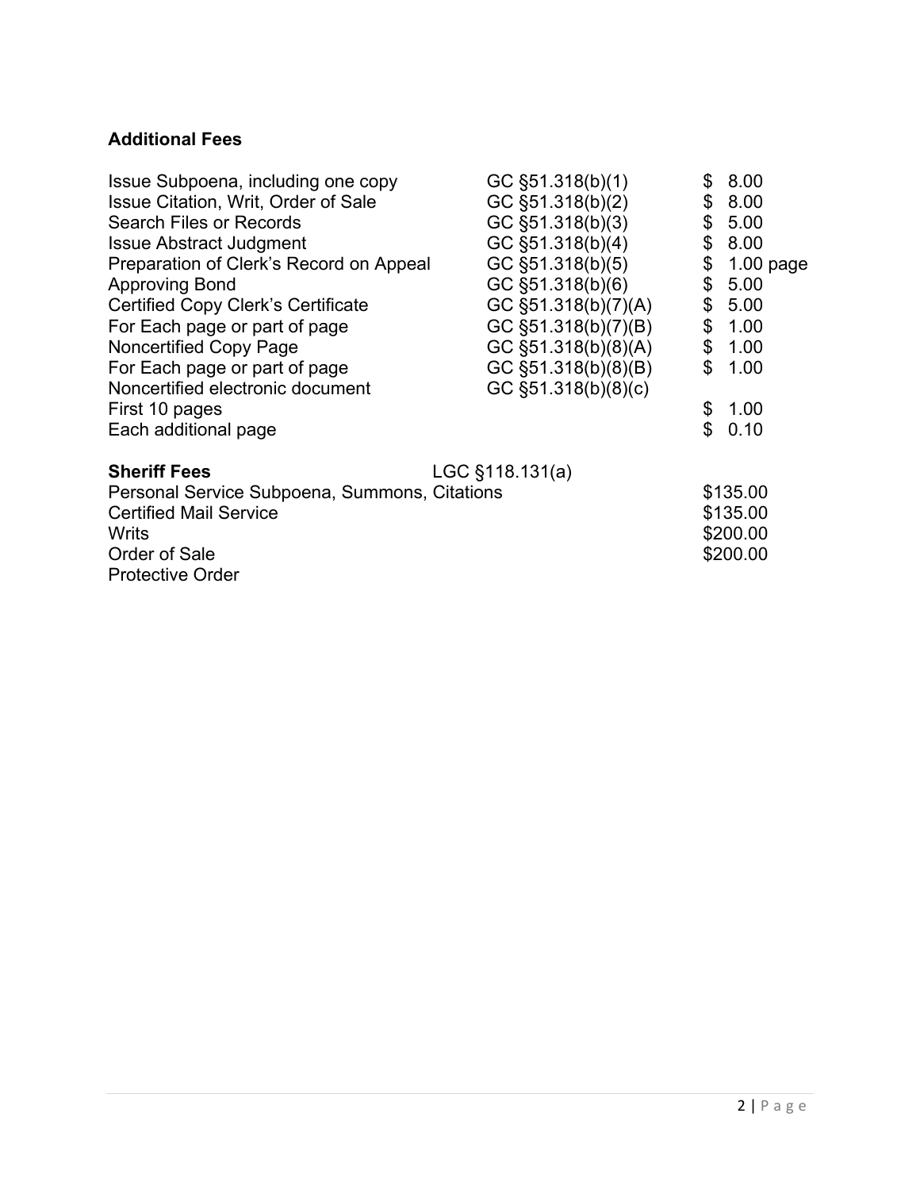**Additional Fees**

| | | |
|---|---|---|
| Issue Subpoena, including one copy | GC §51.318(b)(1) | $ 8.00 |
| Issue Citation, Writ, Order of Sale | GC §51.318(b)(2) | $ 8.00 |
| Search Files or Records | GC §51.318(b)(3) | $ 5.00 |
| Issue Abstract Judgment | GC §51.318(b)(4) | $ 8.00 |
| Preparation of Clerk's Record on Appeal | GC §51.318(b)(5) | $ 1.00 page |
| Approving Bond | GC §51.318(b)(6) | $ 5.00 |
| Certified Copy Clerk's Certificate | GC §51.318(b)(7)(A) | $ 5.00 |
| For Each page or part of page | GC §51.318(b)(7)(B) | $ 1.00 |
| Noncertified Copy Page | GC §51.318(b)(8)(A) | $ 1.00 |
| For Each page or part of page | GC §51.318(b)(8)(B) | $ 1.00 |
| Noncertified electronic document | GC §51.318(b)(8)(c) | |
| First 10 pages | | $ 1.00 |
| Each additional page | | $ 0.10 |

**Sheriff Fees** LGC §118.131(a)

| | |
|---|---|
| Personal Service Subpoena, Summons, Citations | $135.00 |
| Certified Mail Service | $135.00 |
| Writs | $200.00 |
| Order of Sale | $200.00 |
| Protective Order | |